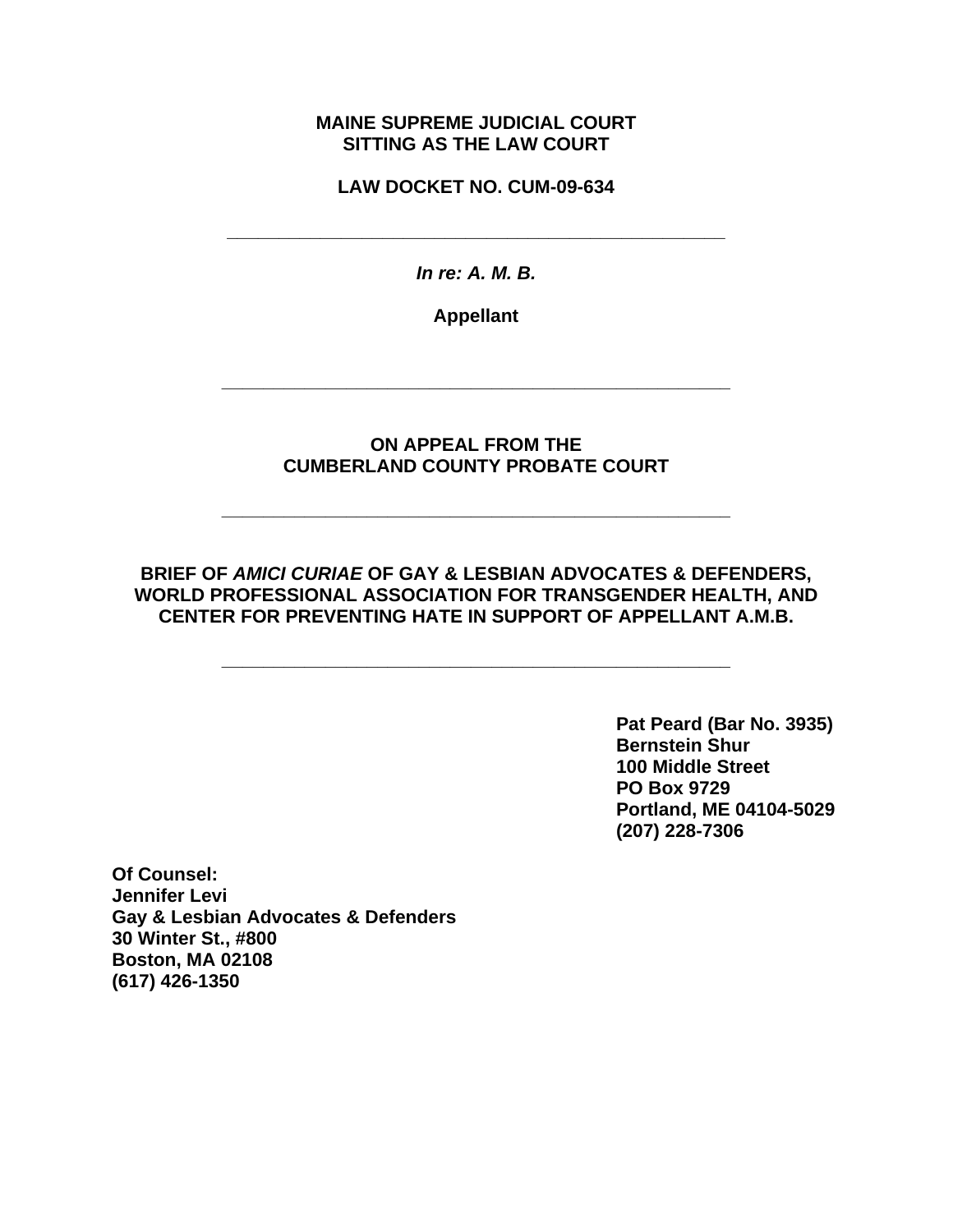**MAINE SUPREME JUDICIAL COURT**
**SITTING AS THE LAW COURT**

**LAW DOCKET NO. CUM-09-634**

---

***In re: A. M. B.***

**Appellant**

---

**ON APPEAL FROM THE**
**CUMBERLAND COUNTY PROBATE COURT**

---

**BRIEF OF *AMICI CURIAE* OF GAY & LESBIAN ADVOCATES & DEFENDERS, WORLD PROFESSIONAL ASSOCIATION FOR TRANSGENDER HEALTH, AND CENTER FOR PREVENTING HATE IN SUPPORT OF APPELLANT A.M.B.**

---

**Pat Peard (Bar No. 3935)**
**Bernstein Shur**
**100 Middle Street**
**PO Box 9729**
**Portland, ME 04104-5029**
**(207) 228-7306**

**Of Counsel:**
**Jennifer Levi**
**Gay & Lesbian Advocates & Defenders**
**30 Winter St., #800**
**Boston, MA 02108**
**(617) 426-1350**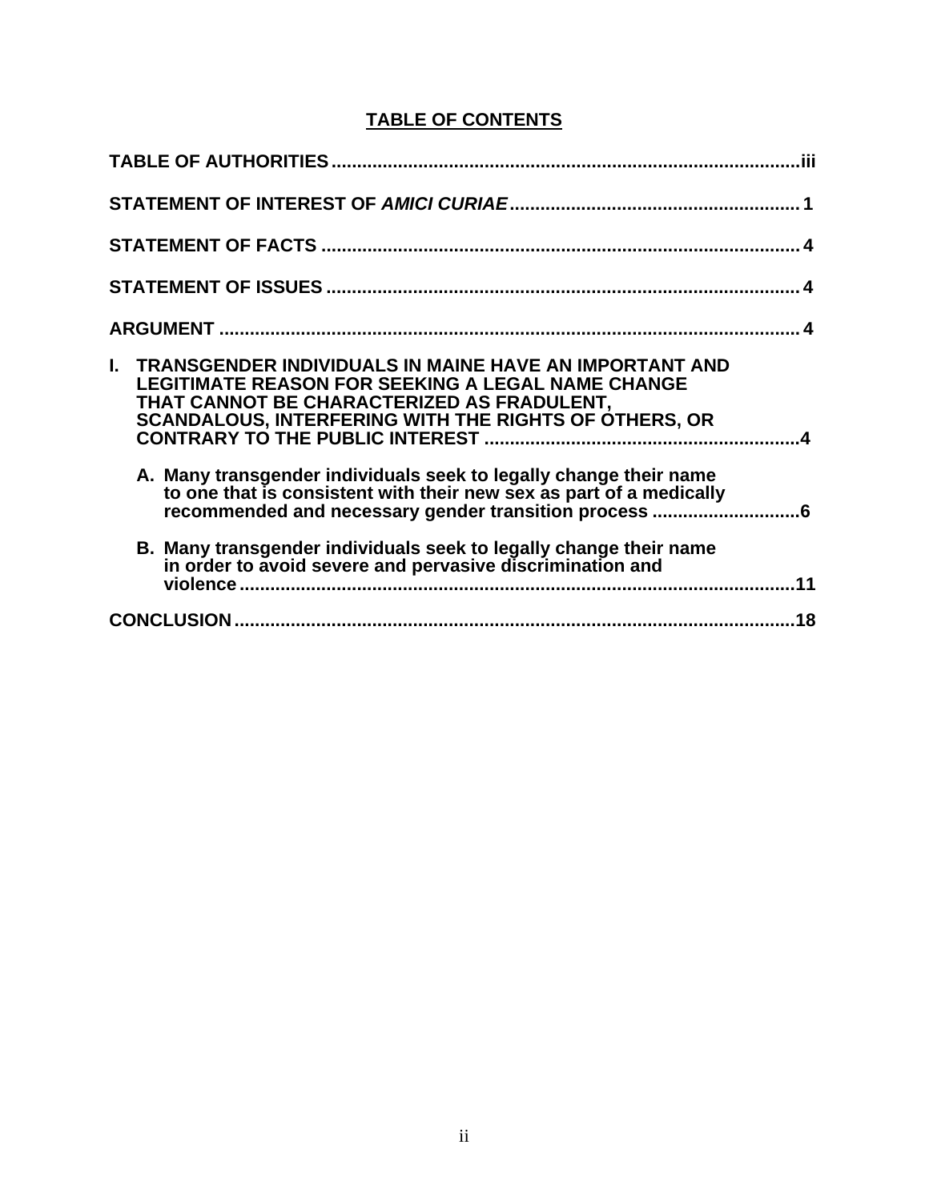## TABLE OF CONTENTS

**TABLE OF AUTHORITIES** ............................................................................................iii

**STATEMENT OF INTEREST OF *AMICI CURIAE*** ........................................................ 1

**STATEMENT OF FACTS** ............................................................................................. 4

**STATEMENT OF ISSUES** ............................................................................................ 4

**ARGUMENT** ................................................................................................................. 4

**I. TRANSGENDER INDIVIDUALS IN MAINE HAVE AN IMPORTANT AND LEGITIMATE REASON FOR SEEKING A LEGAL NAME CHANGE THAT CANNOT BE CHARACTERIZED AS FRADULENT, SCANDALOUS, INTERFERING WITH THE RIGHTS OF OTHERS, OR CONTRARY TO THE PUBLIC INTEREST** ............................................................4

**A. Many transgender individuals seek to legally change their name to one that is consistent with their new sex as part of a medically recommended and necessary gender transition process** ............................6

**B. Many transgender individuals seek to legally change their name in order to avoid severe and pervasive discrimination and violence** ............................................................................................11

**CONCLUSION** .............................................................................................................18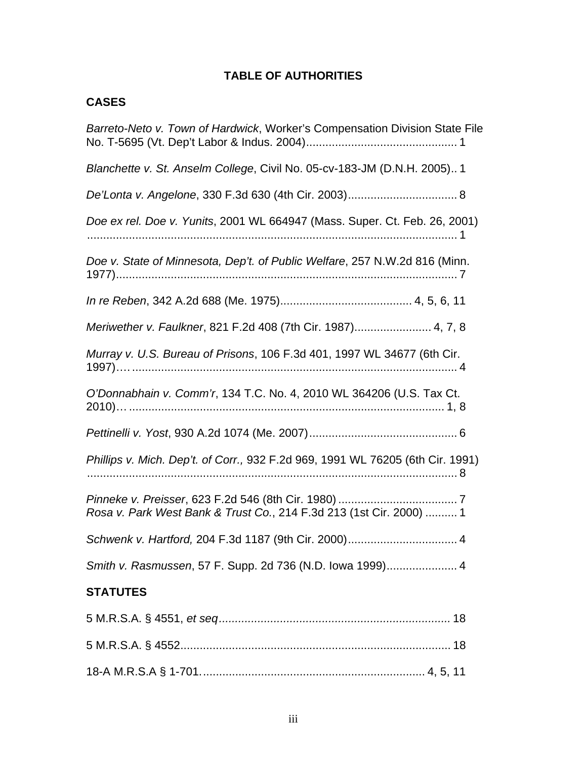# TABLE OF AUTHORITIES

## CASES

*Barreto-Neto v. Town of Hardwick*, Worker's Compensation Division State File No. T-5695 (Vt. Dep't Labor & Indus. 2004)............................................. 1

*Blanchette v. St. Anselm College*, Civil No. 05-cv-183-JM (D.N.H. 2005).. 1

*De'Lonta v. Angelone*, 330 F.3d 630 (4th Cir. 2003)................................. 8

*Doe ex rel. Doe v. Yunits*, 2001 WL 664947 (Mass. Super. Ct. Feb. 26, 2001) .................................................................................................................. 1

*Doe v. State of Minnesota, Dep't. of Public Welfare*, 257 N.W.2d 816 (Minn. 1977)......................................................................................................... 7

*In re Reben*, 342 A.2d 688 (Me. 1975)........................................ 4, 5, 6, 11

*Meriwether v. Faulkner*, 821 F.2d 408 (7th Cir. 1987)....................... 4, 7, 8

*Murray v. U.S. Bureau of Prisons*, 106 F.3d 401, 1997 WL 34677 (6th Cir. 1997)…. .................................................................................................... 4

*O'Donnabhain v. Comm'r*, 134 T.C. No. 4, 2010 WL 364206 (U.S. Tax Ct. 2010)… ................................................................................................. 1, 8

*Pettinelli v. Yost*, 930 A.2d 1074 (Me. 2007)............................................. 6

*Phillips v. Mich. Dep't. of Corr.,* 932 F.2d 969, 1991 WL 76205 (6th Cir. 1991) .................................................................................................................. 8

*Pinneke v. Preisser*, 623 F.2d 546 (8th Cir. 1980) .................................... 7

*Rosa v. Park West Bank & Trust Co.*, 214 F.3d 213 (1st Cir. 2000) .......... 1

*Schwenk v. Hartford,* 204 F.3d 1187 (9th Cir. 2000)................................. 4

*Smith v. Rasmussen*, 57 F. Supp. 2d 736 (N.D. Iowa 1999)..................... 4

## STATUTES

5 M.R.S.A. § 4551, *et seq*....................................................................... 18

5 M.R.S.A. § 4552.................................................................................. 18

18-A M.R.S.A § 1-701.................................................................... 4, 5, 11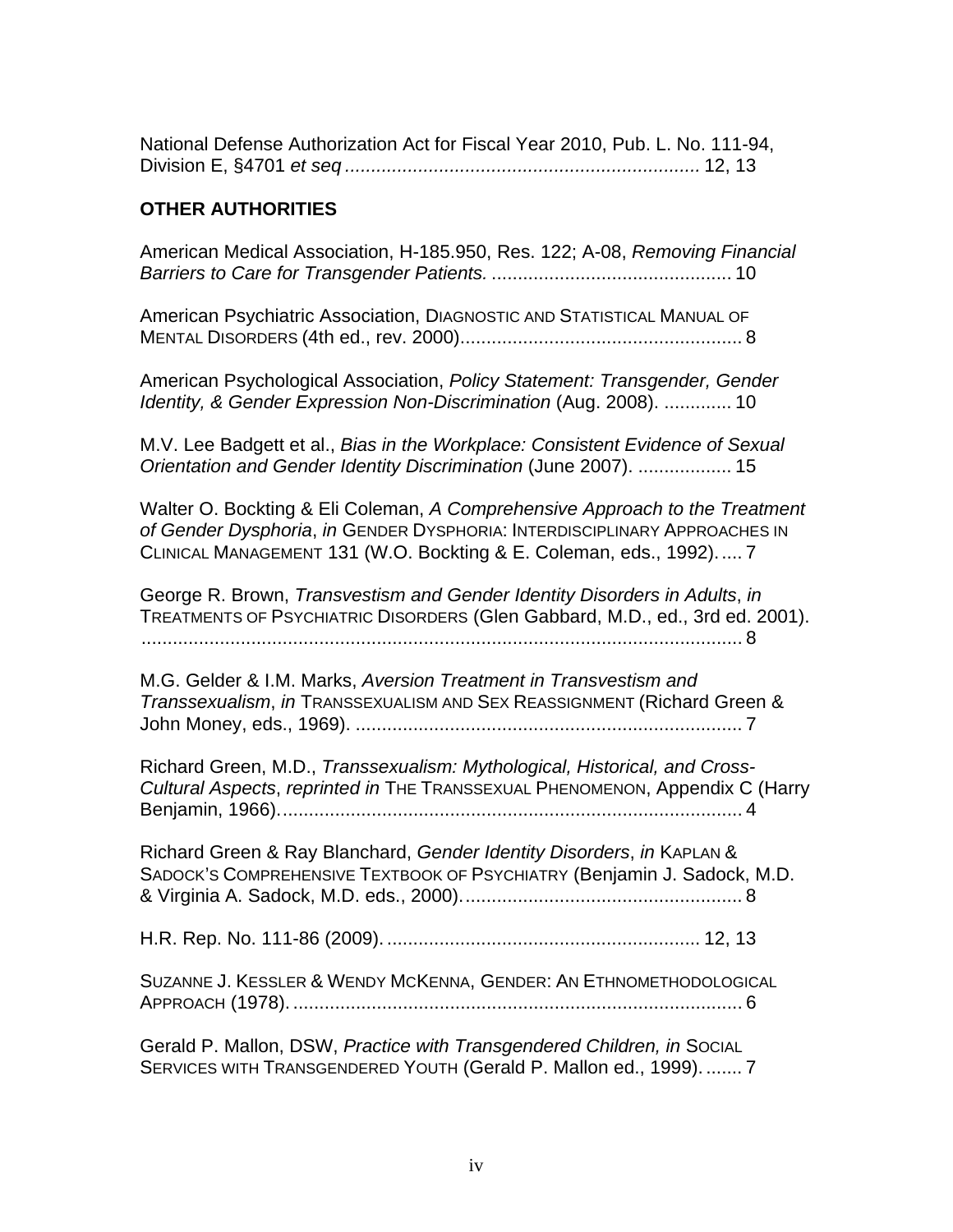National Defense Authorization Act for Fiscal Year 2010, Pub. L. No. 111-94, Division E, §4701 *et seq* .................................................................... 12, 13

**OTHER AUTHORITIES**

American Medical Association, H-185.950, Res. 122; A-08, *Removing Financial Barriers to Care for Transgender Patients.* ............................................. 10

American Psychiatric Association, DIAGNOSTIC AND STATISTICAL MANUAL OF MENTAL DISORDERS (4th ed., rev. 2000)..................................................... 8

American Psychological Association, *Policy Statement: Transgender, Gender Identity, & Gender Expression Non-Discrimination* (Aug. 2008). ............. 10

M.V. Lee Badgett et al., *Bias in the Workplace: Consistent Evidence of Sexual Orientation and Gender Identity Discrimination* (June 2007). .................. 15

Walter O. Bockting & Eli Coleman, *A Comprehensive Approach to the Treatment of Gender Dysphoria*, *in* GENDER DYSPHORIA: INTERDISCIPLINARY APPROACHES IN CLINICAL MANAGEMENT 131 (W.O. Bockting & E. Coleman, eds., 1992). .... 7

George R. Brown, *Transvestism and Gender Identity Disorders in Adults*, *in* TREATMENTS OF PSYCHIATRIC DISORDERS (Glen Gabbard, M.D., ed., 3rd ed. 2001). .................................................................................................................. 8

M.G. Gelder & I.M. Marks, *Aversion Treatment in Transvestism and Transsexualism*, *in* TRANSSEXUALISM AND SEX REASSIGNMENT (Richard Green & John Money, eds., 1969). ......................................................................... 7

Richard Green, M.D., *Transsexualism: Mythological, Historical, and Cross-Cultural Aspects*, *reprinted in* THE TRANSSEXUAL PHENOMENON, Appendix C (Harry Benjamin, 1966)......................................................................................... 4

Richard Green & Ray Blanchard, *Gender Identity Disorders*, *in* KAPLAN & SADOCK'S COMPREHENSIVE TEXTBOOK OF PSYCHIATRY (Benjamin J. Sadock, M.D. & Virginia A. Sadock, M.D. eds., 2000)..................................................... 8

H.R. Rep. No. 111-86 (2009). ........................................................... 12, 13

SUZANNE J. KESSLER & WENDY MCKENNA, GENDER: AN ETHNOMETHODOLOGICAL APPROACH (1978). ...................................................................................... 6

Gerald P. Mallon, DSW, *Practice with Transgendered Children, in* SOCIAL SERVICES WITH TRANSGENDERED YOUTH (Gerald P. Mallon ed., 1999). ....... 7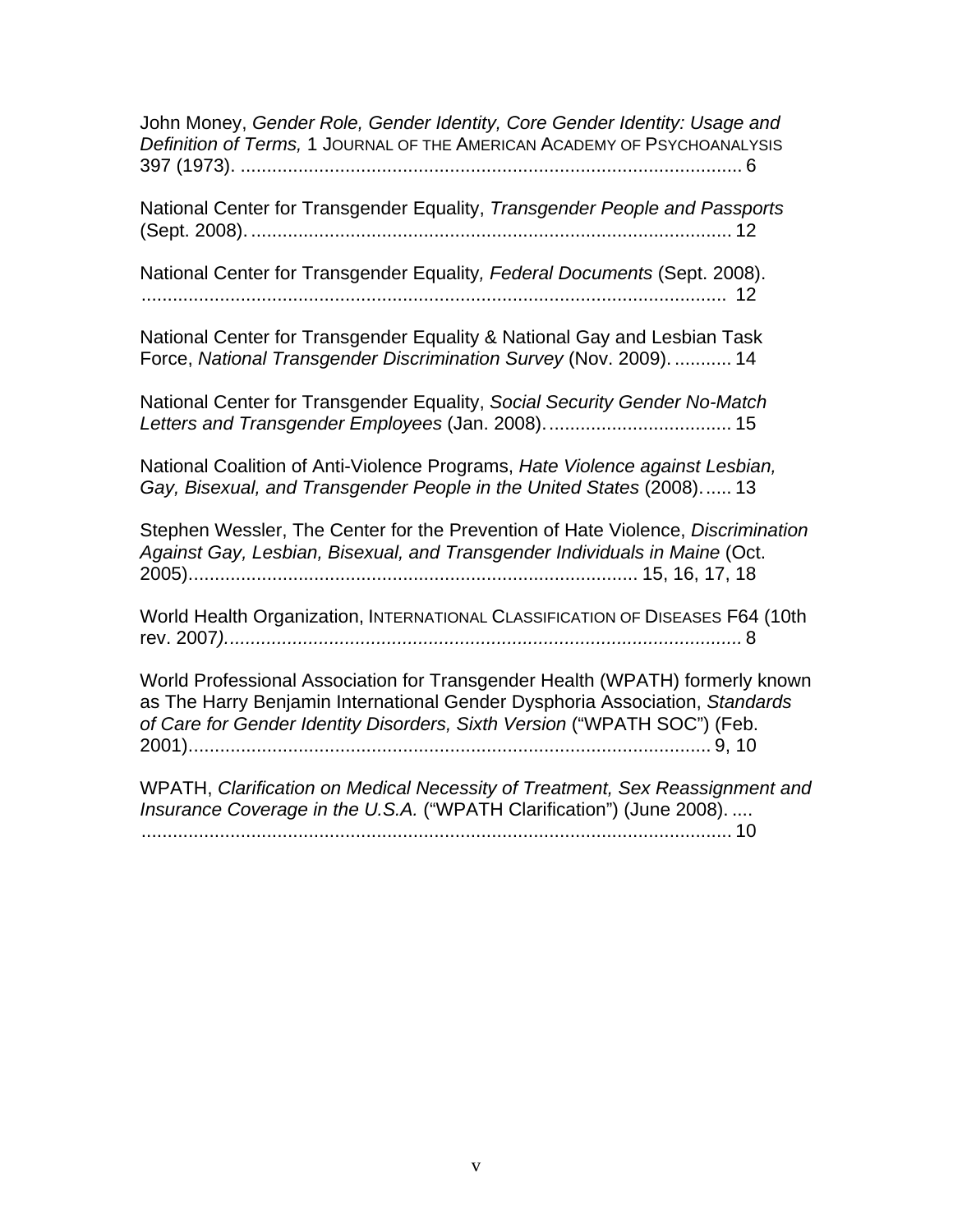John Money, *Gender Role, Gender Identity, Core Gender Identity: Usage and Definition of Terms,* 1 JOURNAL OF THE AMERICAN ACADEMY OF PSYCHOANALYSIS 397 (1973). ................................................................................................ 6

National Center for Transgender Equality, *Transgender People and Passports* (Sept. 2008). ............................................................................................ 12

National Center for Transgender Equality*, Federal Documents* (Sept. 2008). ................................................................................................................ 12

National Center for Transgender Equality & National Gay and Lesbian Task Force, *National Transgender Discrimination Survey* (Nov. 2009). ........... 14

National Center for Transgender Equality, *Social Security Gender No-Match Letters and Transgender Employees* (Jan. 2008). .................................. 15

National Coalition of Anti-Violence Programs, *Hate Violence against Lesbian, Gay, Bisexual, and Transgender People in the United States* (2008)...... 13

Stephen Wessler, The Center for the Prevention of Hate Violence, *Discrimination Against Gay, Lesbian, Bisexual, and Transgender Individuals in Maine* (Oct. 2005)..................................................................................... 15, 16, 17, 18

World Health Organization, INTERNATIONAL CLASSIFICATION OF DISEASES F64 (10th rev. 2007*)*................................................................................................... 8

World Professional Association for Transgender Health (WPATH) formerly known as The Harry Benjamin International Gender Dysphoria Association, *Standards of Care for Gender Identity Disorders, Sixth Version* ("WPATH SOC") (Feb. 2001).................................................................................................... 9, 10

WPATH, *Clarification on Medical Necessity of Treatment, Sex Reassignment and Insurance Coverage in the U.S.A.* ("WPATH Clarification") (June 2008). .... ................................................................................................................ 10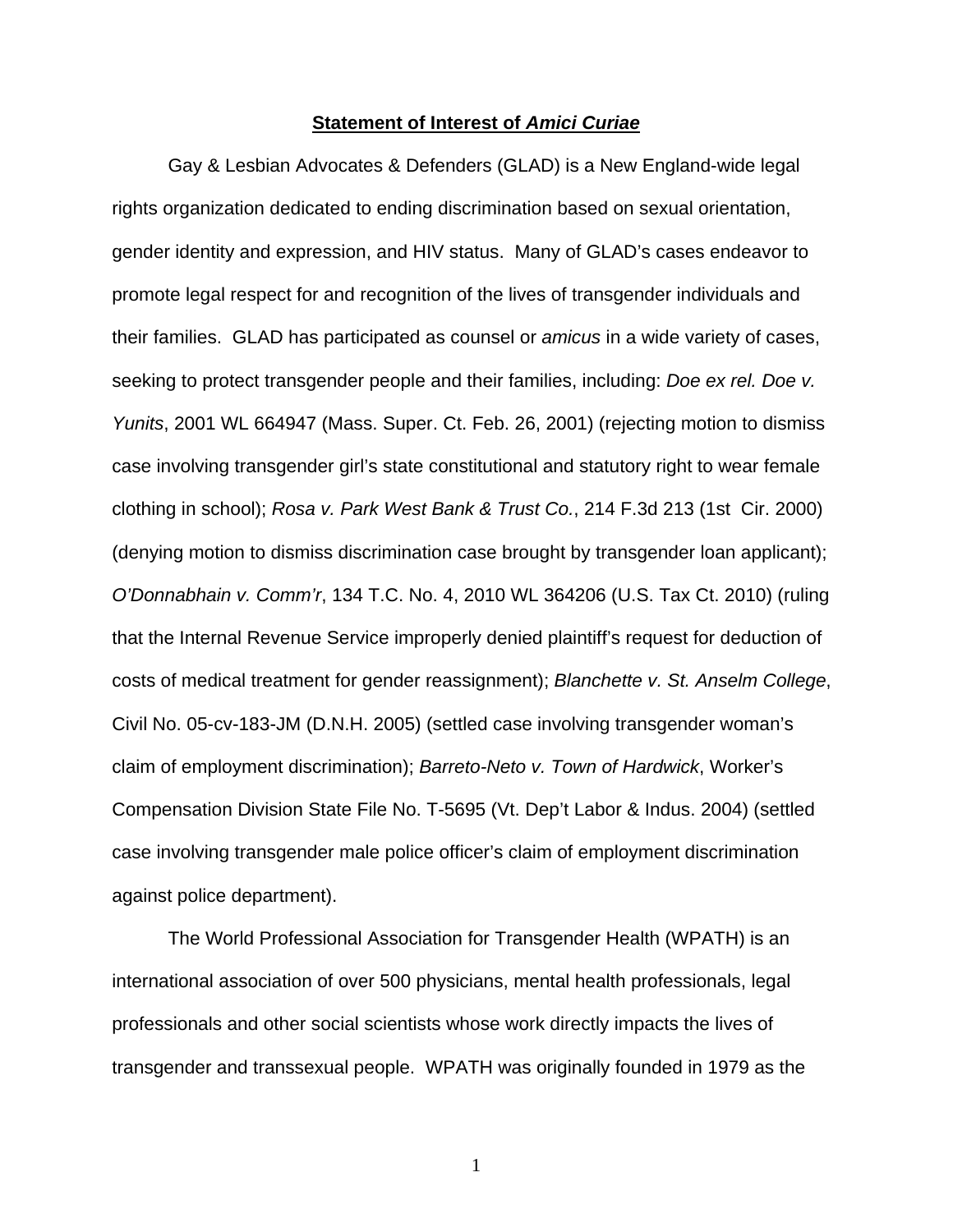## **Statement of Interest of *Amici Curiae***

Gay & Lesbian Advocates & Defenders (GLAD) is a New England-wide legal rights organization dedicated to ending discrimination based on sexual orientation, gender identity and expression, and HIV status. Many of GLAD's cases endeavor to promote legal respect for and recognition of the lives of transgender individuals and their families. GLAD has participated as counsel or *amicus* in a wide variety of cases, seeking to protect transgender people and their families, including: *Doe ex rel. Doe v. Yunits*, 2001 WL 664947 (Mass. Super. Ct. Feb. 26, 2001) (rejecting motion to dismiss case involving transgender girl's state constitutional and statutory right to wear female clothing in school); *Rosa v. Park West Bank & Trust Co.*, 214 F.3d 213 (1st Cir. 2000) (denying motion to dismiss discrimination case brought by transgender loan applicant); *O'Donnabhain v. Comm'r*, 134 T.C. No. 4, 2010 WL 364206 (U.S. Tax Ct. 2010) (ruling that the Internal Revenue Service improperly denied plaintiff's request for deduction of costs of medical treatment for gender reassignment); *Blanchette v. St. Anselm College*, Civil No. 05-cv-183-JM (D.N.H. 2005) (settled case involving transgender woman's claim of employment discrimination); *Barreto-Neto v. Town of Hardwick*, Worker's Compensation Division State File No. T-5695 (Vt. Dep't Labor & Indus. 2004) (settled case involving transgender male police officer's claim of employment discrimination against police department).

The World Professional Association for Transgender Health (WPATH) is an international association of over 500 physicians, mental health professionals, legal professionals and other social scientists whose work directly impacts the lives of transgender and transsexual people. WPATH was originally founded in 1979 as the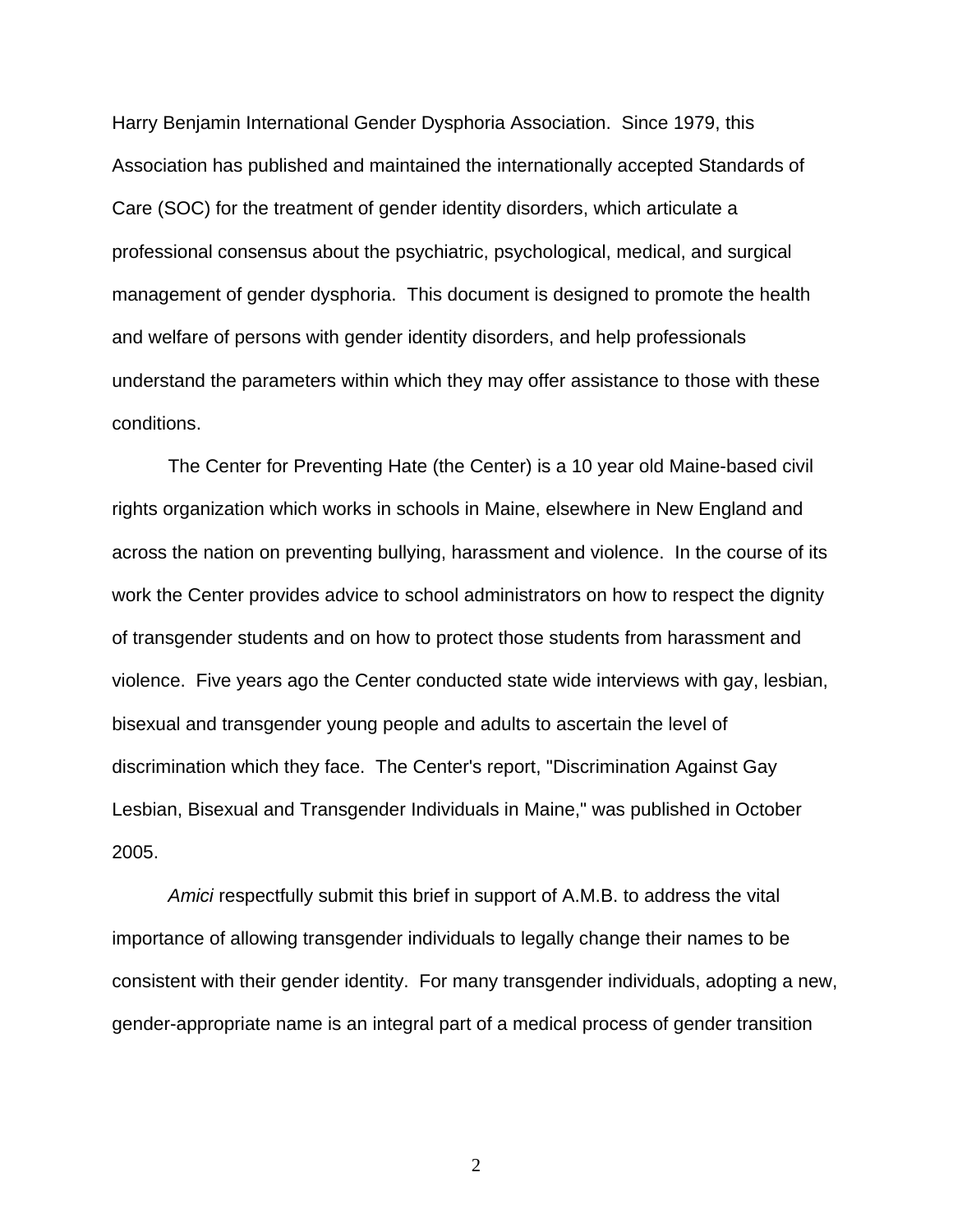Harry Benjamin International Gender Dysphoria Association. Since 1979, this Association has published and maintained the internationally accepted Standards of Care (SOC) for the treatment of gender identity disorders, which articulate a professional consensus about the psychiatric, psychological, medical, and surgical management of gender dysphoria. This document is designed to promote the health and welfare of persons with gender identity disorders, and help professionals understand the parameters within which they may offer assistance to those with these conditions.

The Center for Preventing Hate (the Center) is a 10 year old Maine-based civil rights organization which works in schools in Maine, elsewhere in New England and across the nation on preventing bullying, harassment and violence. In the course of its work the Center provides advice to school administrators on how to respect the dignity of transgender students and on how to protect those students from harassment and violence. Five years ago the Center conducted state wide interviews with gay, lesbian, bisexual and transgender young people and adults to ascertain the level of discrimination which they face. The Center's report, "Discrimination Against Gay Lesbian, Bisexual and Transgender Individuals in Maine," was published in October 2005.

*Amici* respectfully submit this brief in support of A.M.B. to address the vital importance of allowing transgender individuals to legally change their names to be consistent with their gender identity. For many transgender individuals, adopting a new, gender-appropriate name is an integral part of a medical process of gender transition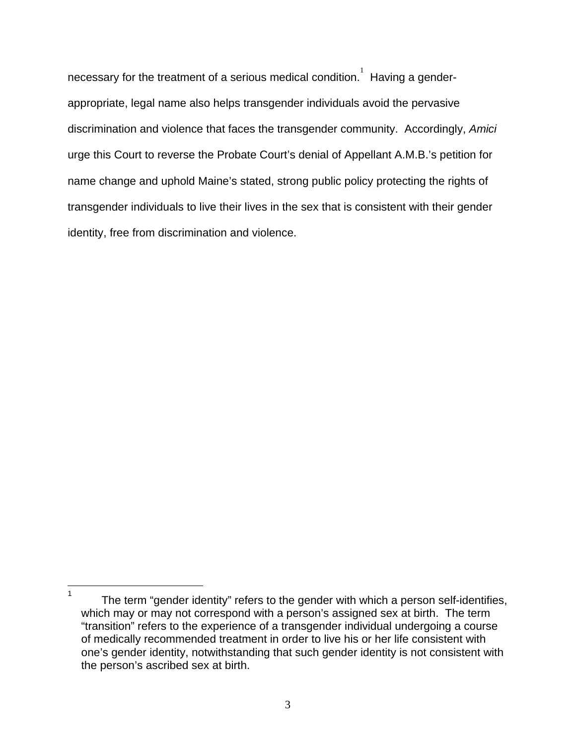necessary for the treatment of a serious medical condition.[1] Having a gender-appropriate, legal name also helps transgender individuals avoid the pervasive discrimination and violence that faces the transgender community. Accordingly, *Amici* urge this Court to reverse the Probate Court's denial of Appellant A.M.B.'s petition for name change and uphold Maine's stated, strong public policy protecting the rights of transgender individuals to live their lives in the sex that is consistent with their gender identity, free from discrimination and violence.

---

[1] The term "gender identity" refers to the gender with which a person self-identifies, which may or may not correspond with a person's assigned sex at birth. The term "transition" refers to the experience of a transgender individual undergoing a course of medically recommended treatment in order to live his or her life consistent with one's gender identity, notwithstanding that such gender identity is not consistent with the person's ascribed sex at birth.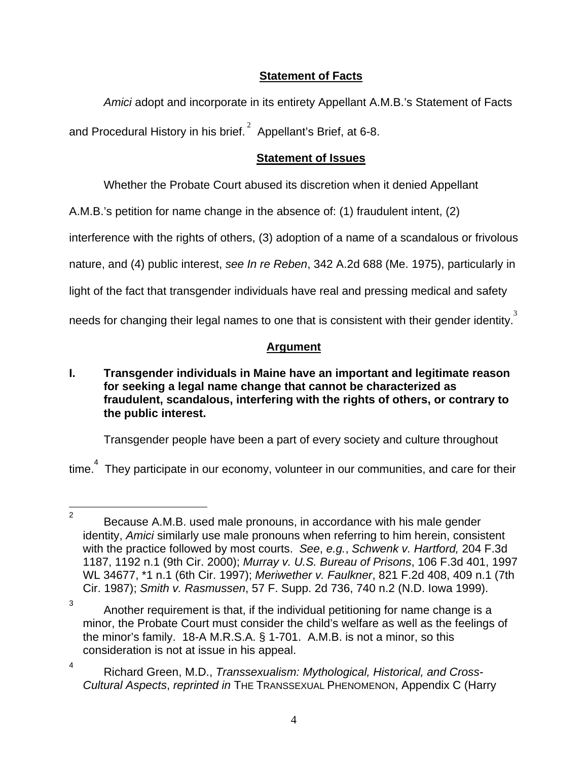## Statement of Facts

*Amici* adopt and incorporate in its entirety Appellant A.M.B.'s Statement of Facts and Procedural History in his brief.[2] Appellant's Brief, at 6-8.

## Statement of Issues

Whether the Probate Court abused its discretion when it denied Appellant A.M.B.'s petition for name change in the absence of: (1) fraudulent intent, (2) interference with the rights of others, (3) adoption of a name of a scandalous or frivolous nature, and (4) public interest, *see In re Reben*, 342 A.2d 688 (Me. 1975), particularly in light of the fact that transgender individuals have real and pressing medical and safety needs for changing their legal names to one that is consistent with their gender identity.[3]

## Argument

**I. Transgender individuals in Maine have an important and legitimate reason for seeking a legal name change that cannot be characterized as fraudulent, scandalous, interfering with the rights of others, or contrary to the public interest.**

Transgender people have been a part of every society and culture throughout time.[4] They participate in our economy, volunteer in our communities, and care for their

---

[2] Because A.M.B. used male pronouns, in accordance with his male gender identity, *Amici* similarly use male pronouns when referring to him herein, consistent with the practice followed by most courts. *See*, *e.g.*, *Schwenk v. Hartford,* 204 F.3d 1187, 1192 n.1 (9th Cir. 2000); *Murray v. U.S. Bureau of Prisons*, 106 F.3d 401, 1997 WL 34677, *1 n.1 (6th Cir. 1997); *Meriwether v. Faulkner*, 821 F.2d 408, 409 n.1 (7th Cir. 1987); *Smith v. Rasmussen*, 57 F. Supp. 2d 736, 740 n.2 (N.D. Iowa 1999).

[3] Another requirement is that, if the individual petitioning for name change is a minor, the Probate Court must consider the child's welfare as well as the feelings of the minor's family. 18-A M.R.S.A. § 1-701. A.M.B. is not a minor, so this consideration is not at issue in his appeal.

[4] Richard Green, M.D., *Transsexualism: Mythological, Historical, and Cross-Cultural Aspects*, *reprinted in* THE TRANSSEXUAL PHENOMENON, Appendix C (Harry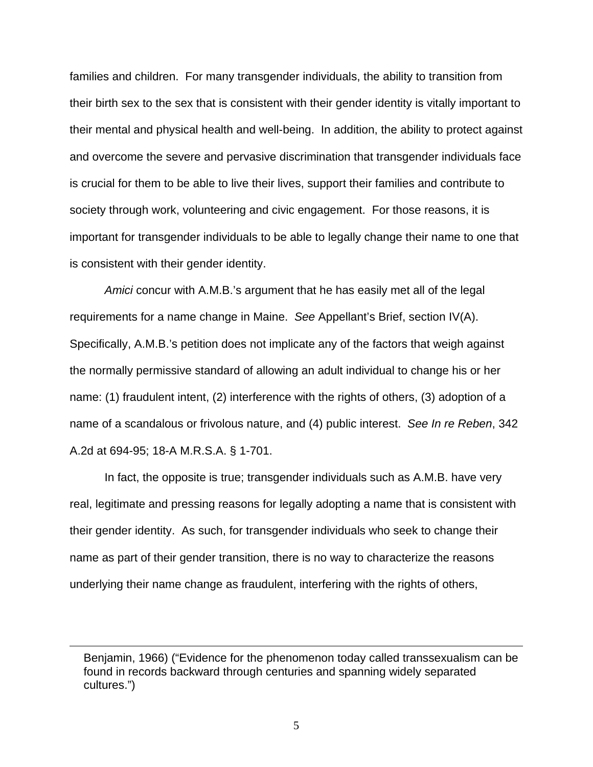families and children. For many transgender individuals, the ability to transition from their birth sex to the sex that is consistent with their gender identity is vitally important to their mental and physical health and well-being. In addition, the ability to protect against and overcome the severe and pervasive discrimination that transgender individuals face is crucial for them to be able to live their lives, support their families and contribute to society through work, volunteering and civic engagement. For those reasons, it is important for transgender individuals to be able to legally change their name to one that is consistent with their gender identity.

*Amici* concur with A.M.B.'s argument that he has easily met all of the legal requirements for a name change in Maine. *See* Appellant's Brief, section IV(A). Specifically, A.M.B.'s petition does not implicate any of the factors that weigh against the normally permissive standard of allowing an adult individual to change his or her name: (1) fraudulent intent, (2) interference with the rights of others, (3) adoption of a name of a scandalous or frivolous nature, and (4) public interest. *See In re Reben*, 342 A.2d at 694-95; 18-A M.R.S.A. § 1-701.

In fact, the opposite is true; transgender individuals such as A.M.B. have very real, legitimate and pressing reasons for legally adopting a name that is consistent with their gender identity. As such, for transgender individuals who seek to change their name as part of their gender transition, there is no way to characterize the reasons underlying their name change as fraudulent, interfering with the rights of others,

---

Benjamin, 1966) ("Evidence for the phenomenon today called transsexualism can be found in records backward through centuries and spanning widely separated cultures.")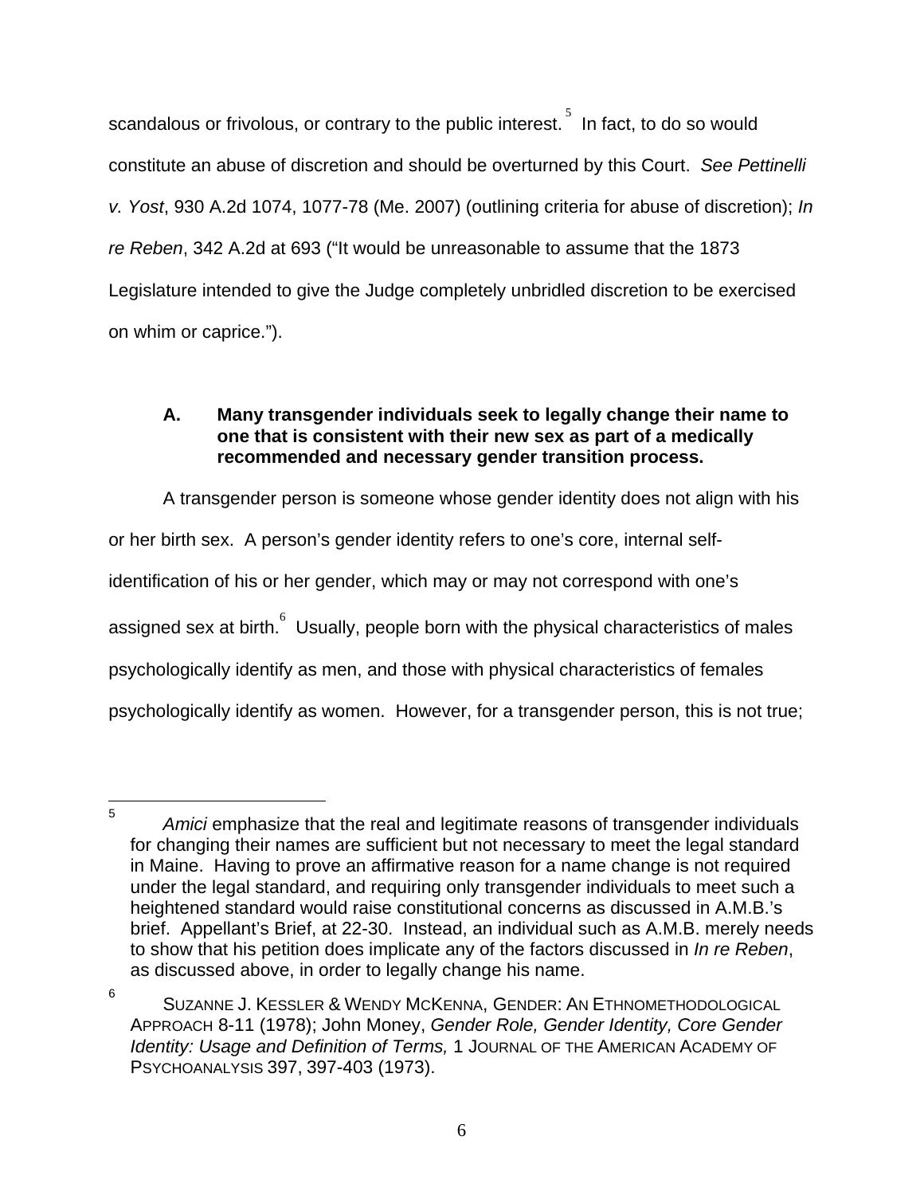scandalous or frivolous, or contrary to the public interest.[5] In fact, to do so would constitute an abuse of discretion and should be overturned by this Court. *See Pettinelli v. Yost*, 930 A.2d 1074, 1077-78 (Me. 2007) (outlining criteria for abuse of discretion); *In re Reben*, 342 A.2d at 693 ("It would be unreasonable to assume that the 1873 Legislature intended to give the Judge completely unbridled discretion to be exercised on whim or caprice.").

### A. Many transgender individuals seek to legally change their name to one that is consistent with their new sex as part of a medically recommended and necessary gender transition process.

A transgender person is someone whose gender identity does not align with his or her birth sex. A person's gender identity refers to one's core, internal self-identification of his or her gender, which may or may not correspond with one's assigned sex at birth.[6] Usually, people born with the physical characteristics of males psychologically identify as men, and those with physical characteristics of females psychologically identify as women. However, for a transgender person, this is not true;

---

[5] *Amici* emphasize that the real and legitimate reasons of transgender individuals for changing their names are sufficient but not necessary to meet the legal standard in Maine. Having to prove an affirmative reason for a name change is not required under the legal standard, and requiring only transgender individuals to meet such a heightened standard would raise constitutional concerns as discussed in A.M.B.'s brief. Appellant's Brief, at 22-30. Instead, an individual such as A.M.B. merely needs to show that his petition does implicate any of the factors discussed in *In re Reben*, as discussed above, in order to legally change his name.

[6] SUZANNE J. KESSLER & WENDY MCKENNA, GENDER: AN ETHNOMETHODOLOGICAL APPROACH 8-11 (1978); John Money, *Gender Role, Gender Identity, Core Gender Identity: Usage and Definition of Terms,* 1 JOURNAL OF THE AMERICAN ACADEMY OF PSYCHOANALYSIS 397, 397-403 (1973).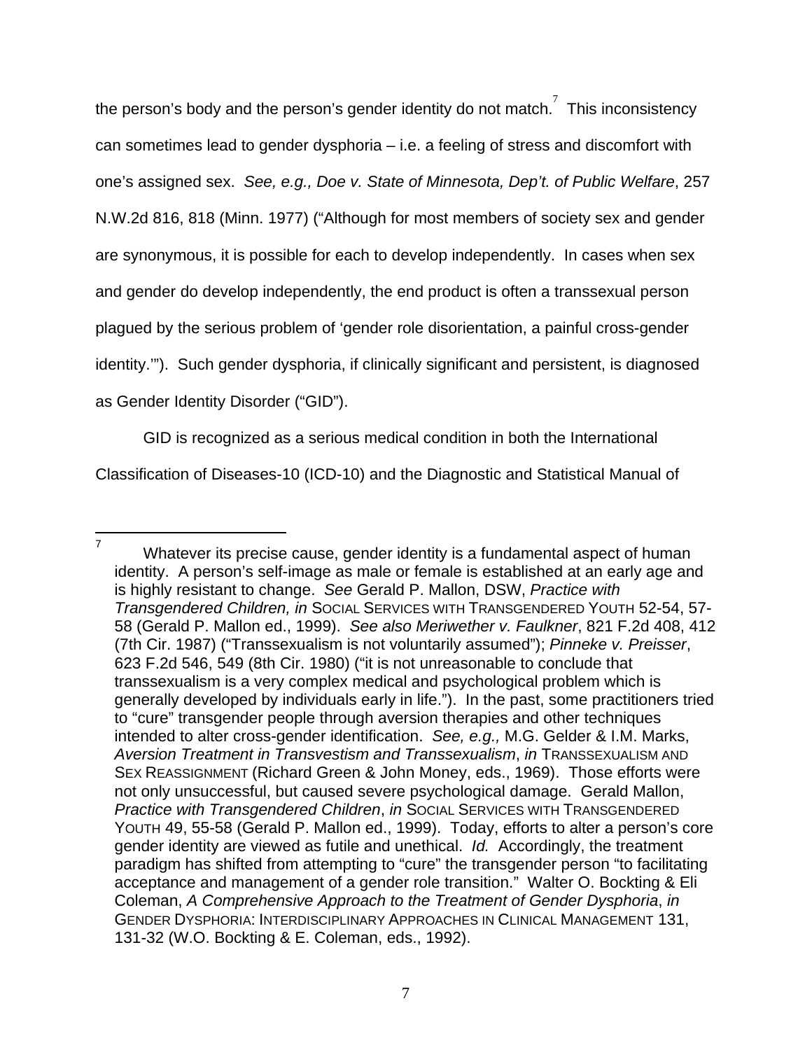the person's body and the person's gender identity do not match.[7] This inconsistency can sometimes lead to gender dysphoria – i.e. a feeling of stress and discomfort with one's assigned sex. *See, e.g., Doe v. State of Minnesota, Dep't. of Public Welfare*, 257 N.W.2d 816, 818 (Minn. 1977) ("Although for most members of society sex and gender are synonymous, it is possible for each to develop independently. In cases when sex and gender do develop independently, the end product is often a transsexual person plagued by the serious problem of 'gender role disorientation, a painful cross-gender identity.'"). Such gender dysphoria, if clinically significant and persistent, is diagnosed as Gender Identity Disorder ("GID").

GID is recognized as a serious medical condition in both the International Classification of Diseases-10 (ICD-10) and the Diagnostic and Statistical Manual of

---

[7] Whatever its precise cause, gender identity is a fundamental aspect of human identity. A person's self-image as male or female is established at an early age and is highly resistant to change. *See* Gerald P. Mallon, DSW, *Practice with Transgendered Children, in* SOCIAL SERVICES WITH TRANSGENDERED YOUTH 52-54, 57-58 (Gerald P. Mallon ed., 1999). *See also Meriwether v. Faulkner*, 821 F.2d 408, 412 (7th Cir. 1987) ("Transsexualism is not voluntarily assumed"); *Pinneke v. Preisser*, 623 F.2d 546, 549 (8th Cir. 1980) ("it is not unreasonable to conclude that transsexualism is a very complex medical and psychological problem which is generally developed by individuals early in life."). In the past, some practitioners tried to "cure" transgender people through aversion therapies and other techniques intended to alter cross-gender identification. *See, e.g.,* M.G. Gelder & I.M. Marks, *Aversion Treatment in Transvestism and Transsexualism*, *in* TRANSSEXUALISM AND SEX REASSIGNMENT (Richard Green & John Money, eds., 1969). Those efforts were not only unsuccessful, but caused severe psychological damage. Gerald Mallon, *Practice with Transgendered Children*, *in* SOCIAL SERVICES WITH TRANSGENDERED YOUTH 49, 55-58 (Gerald P. Mallon ed., 1999). Today, efforts to alter a person's core gender identity are viewed as futile and unethical. *Id.* Accordingly, the treatment paradigm has shifted from attempting to "cure" the transgender person "to facilitating acceptance and management of a gender role transition." Walter O. Bockting & Eli Coleman, *A Comprehensive Approach to the Treatment of Gender Dysphoria*, *in* GENDER DYSPHORIA: INTERDISCIPLINARY APPROACHES IN CLINICAL MANAGEMENT 131, 131-32 (W.O. Bockting & E. Coleman, eds., 1992).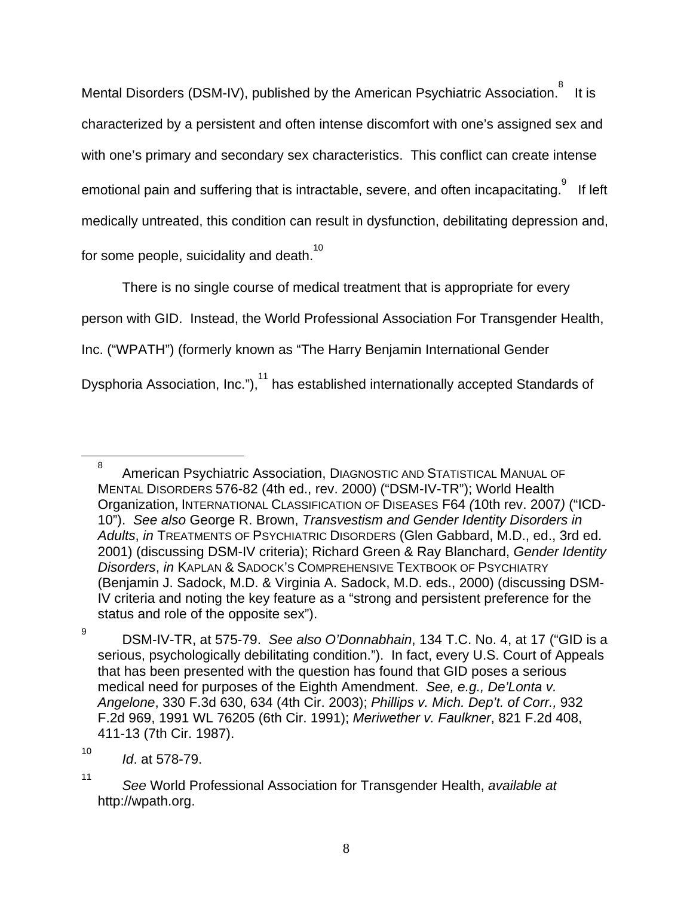Mental Disorders (DSM-IV), published by the American Psychiatric Association.[8] It is characterized by a persistent and often intense discomfort with one's assigned sex and with one's primary and secondary sex characteristics. This conflict can create intense emotional pain and suffering that is intractable, severe, and often incapacitating.[9] If left medically untreated, this condition can result in dysfunction, debilitating depression and, for some people, suicidality and death.[10]

There is no single course of medical treatment that is appropriate for every person with GID. Instead, the World Professional Association For Transgender Health, Inc. ("WPATH") (formerly known as "The Harry Benjamin International Gender Dysphoria Association, Inc."),[11] has established internationally accepted Standards of

---

[8] American Psychiatric Association, DIAGNOSTIC AND STATISTICAL MANUAL OF MENTAL DISORDERS 576-82 (4th ed., rev. 2000) ("DSM-IV-TR"); World Health Organization, INTERNATIONAL CLASSIFICATION OF DISEASES F64 *(*10th rev. 2007*)* ("ICD-10"). *See also* George R. Brown, *Transvestism and Gender Identity Disorders in Adults*, *in* TREATMENTS OF PSYCHIATRIC DISORDERS (Glen Gabbard, M.D., ed., 3rd ed. 2001) (discussing DSM-IV criteria); Richard Green & Ray Blanchard, *Gender Identity Disorders*, *in* KAPLAN & SADOCK'S COMPREHENSIVE TEXTBOOK OF PSYCHIATRY (Benjamin J. Sadock, M.D. & Virginia A. Sadock, M.D. eds., 2000) (discussing DSM-IV criteria and noting the key feature as a "strong and persistent preference for the status and role of the opposite sex").

[9] DSM-IV-TR, at 575-79. *See also O'Donnabhain*, 134 T.C. No. 4, at 17 ("GID is a serious, psychologically debilitating condition."). In fact, every U.S. Court of Appeals that has been presented with the question has found that GID poses a serious medical need for purposes of the Eighth Amendment. *See, e.g., De'Lonta v. Angelone*, 330 F.3d 630, 634 (4th Cir. 2003); *Phillips v. Mich. Dep't. of Corr.,* 932 F.2d 969, 1991 WL 76205 (6th Cir. 1991); *Meriwether v. Faulkner*, 821 F.2d 408, 411-13 (7th Cir. 1987).

[10] *Id*. at 578-79.

[11] *See* World Professional Association for Transgender Health, *available at* http://wpath.org.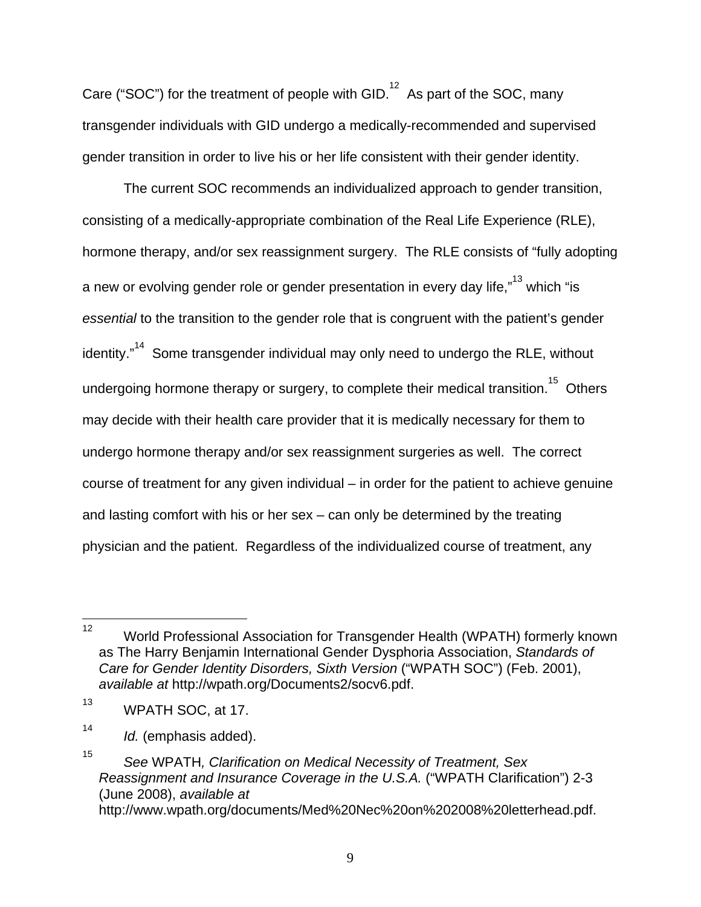Care ("SOC") for the treatment of people with GID.[12] As part of the SOC, many transgender individuals with GID undergo a medically-recommended and supervised gender transition in order to live his or her life consistent with their gender identity.

The current SOC recommends an individualized approach to gender transition, consisting of a medically-appropriate combination of the Real Life Experience (RLE), hormone therapy, and/or sex reassignment surgery. The RLE consists of "fully adopting a new or evolving gender role or gender presentation in every day life,"[13] which "is *essential* to the transition to the gender role that is congruent with the patient's gender identity."[14] Some transgender individual may only need to undergo the RLE, without undergoing hormone therapy or surgery, to complete their medical transition.[15] Others may decide with their health care provider that it is medically necessary for them to undergo hormone therapy and/or sex reassignment surgeries as well. The correct course of treatment for any given individual – in order for the patient to achieve genuine and lasting comfort with his or her sex – can only be determined by the treating physician and the patient. Regardless of the individualized course of treatment, any

---

[12] World Professional Association for Transgender Health (WPATH) formerly known as The Harry Benjamin International Gender Dysphoria Association, *Standards of Care for Gender Identity Disorders, Sixth Version* ("WPATH SOC") (Feb. 2001), *available at* http://wpath.org/Documents2/socv6.pdf.

[13] WPATH SOC, at 17.

[14] *Id.* (emphasis added).

[15] *See* WPATH*, Clarification on Medical Necessity of Treatment, Sex Reassignment and Insurance Coverage in the U.S.A.* ("WPATH Clarification") 2-3 (June 2008), *available at* http://www.wpath.org/documents/Med%20Nec%20on%202008%20letterhead.pdf.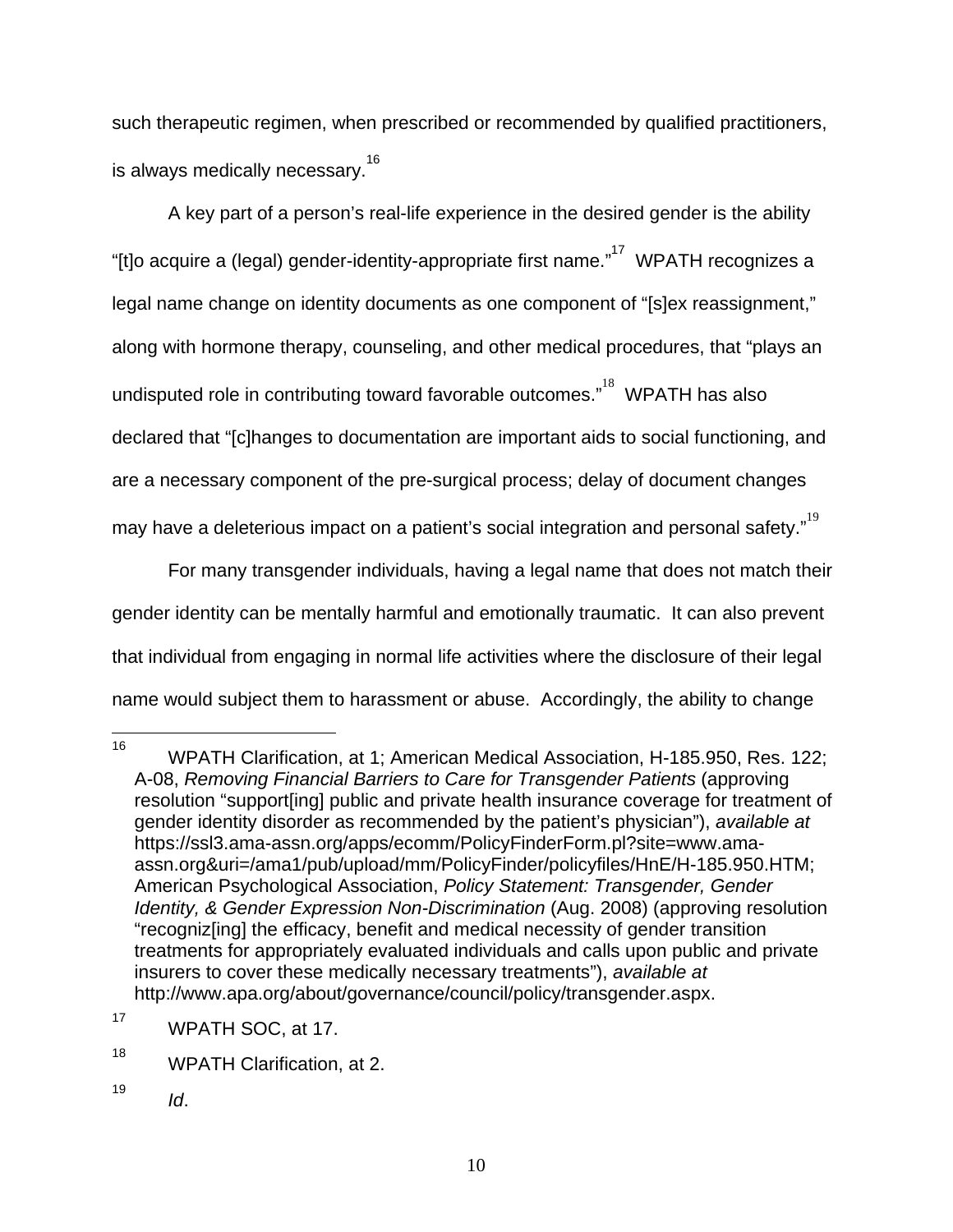such therapeutic regimen, when prescribed or recommended by qualified practitioners, is always medically necessary.[16]

A key part of a person's real-life experience in the desired gender is the ability "[t]o acquire a (legal) gender-identity-appropriate first name."[17] WPATH recognizes a legal name change on identity documents as one component of "[s]ex reassignment," along with hormone therapy, counseling, and other medical procedures, that "plays an undisputed role in contributing toward favorable outcomes."[18] WPATH has also declared that "[c]hanges to documentation are important aids to social functioning, and are a necessary component of the pre-surgical process; delay of document changes may have a deleterious impact on a patient's social integration and personal safety."[19]

For many transgender individuals, having a legal name that does not match their gender identity can be mentally harmful and emotionally traumatic. It can also prevent that individual from engaging in normal life activities where the disclosure of their legal name would subject them to harassment or abuse. Accordingly, the ability to change

---

[16] WPATH Clarification, at 1; American Medical Association, H-185.950, Res. 122; A-08, *Removing Financial Barriers to Care for Transgender Patients* (approving resolution "support[ing] public and private health insurance coverage for treatment of gender identity disorder as recommended by the patient's physician"), *available at* https://ssl3.ama-assn.org/apps/ecomm/PolicyFinderForm.pl?site=www.ama-assn.org&uri=/ama1/pub/upload/mm/PolicyFinder/policyfiles/HnE/H-185.950.HTM; American Psychological Association, *Policy Statement: Transgender, Gender Identity, & Gender Expression Non-Discrimination* (Aug. 2008) (approving resolution "recogniz[ing] the efficacy, benefit and medical necessity of gender transition treatments for appropriately evaluated individuals and calls upon public and private insurers to cover these medically necessary treatments"), *available at* http://www.apa.org/about/governance/council/policy/transgender.aspx.

[17] WPATH SOC, at 17.

[18] WPATH Clarification, at 2.

[19] *Id*.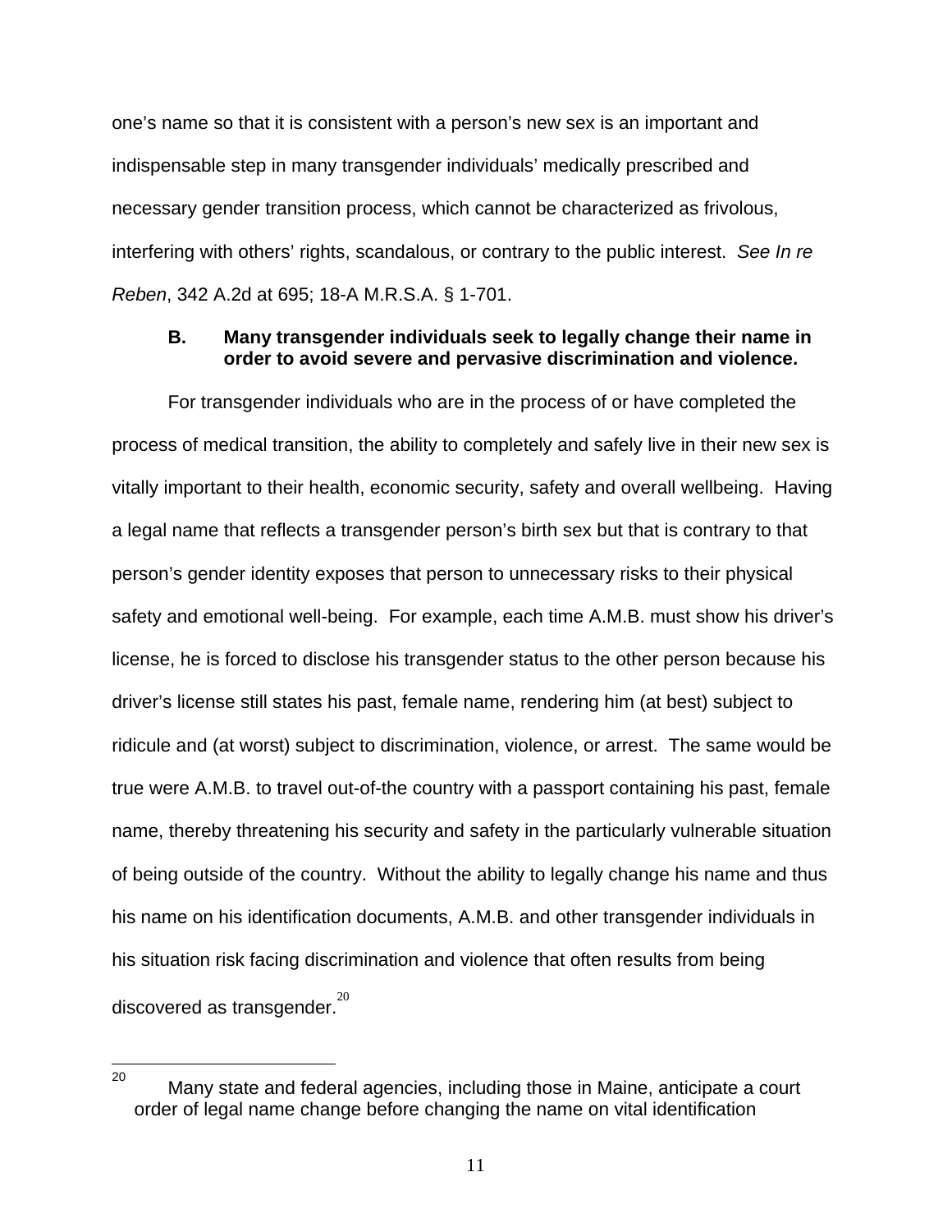one's name so that it is consistent with a person's new sex is an important and indispensable step in many transgender individuals' medically prescribed and necessary gender transition process, which cannot be characterized as frivolous, interfering with others' rights, scandalous, or contrary to the public interest. *See In re Reben*, 342 A.2d at 695; 18-A M.R.S.A. § 1-701.

### B. Many transgender individuals seek to legally change their name in order to avoid severe and pervasive discrimination and violence.

For transgender individuals who are in the process of or have completed the process of medical transition, the ability to completely and safely live in their new sex is vitally important to their health, economic security, safety and overall wellbeing. Having a legal name that reflects a transgender person's birth sex but that is contrary to that person's gender identity exposes that person to unnecessary risks to their physical safety and emotional well-being. For example, each time A.M.B. must show his driver's license, he is forced to disclose his transgender status to the other person because his driver's license still states his past, female name, rendering him (at best) subject to ridicule and (at worst) subject to discrimination, violence, or arrest. The same would be true were A.M.B. to travel out-of-the country with a passport containing his past, female name, thereby threatening his security and safety in the particularly vulnerable situation of being outside of the country. Without the ability to legally change his name and thus his name on his identification documents, A.M.B. and other transgender individuals in his situation risk facing discrimination and violence that often results from being discovered as transgender.[20]

---

[20] Many state and federal agencies, including those in Maine, anticipate a court order of legal name change before changing the name on vital identification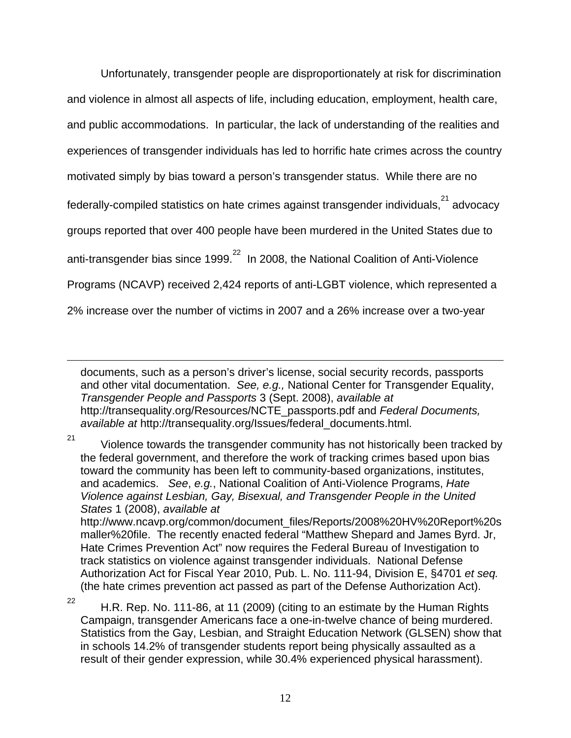Unfortunately, transgender people are disproportionately at risk for discrimination and violence in almost all aspects of life, including education, employment, health care, and public accommodations. In particular, the lack of understanding of the realities and experiences of transgender individuals has led to horrific hate crimes across the country motivated simply by bias toward a person's transgender status. While there are no federally-compiled statistics on hate crimes against transgender individuals,[21] advocacy groups reported that over 400 people have been murdered in the United States due to anti-transgender bias since 1999.[22] In 2008, the National Coalition of Anti-Violence Programs (NCAVP) received 2,424 reports of anti-LGBT violence, which represented a 2% increase over the number of victims in 2007 and a 26% increase over a two-year

---

documents, such as a person's driver's license, social security records, passports and other vital documentation. *See, e.g.,* National Center for Transgender Equality, *Transgender People and Passports* 3 (Sept. 2008), *available at* http://transequality.org/Resources/NCTE_passports.pdf and *Federal Documents, available at* http://transequality.org/Issues/federal_documents.html.

[21] Violence towards the transgender community has not historically been tracked by the federal government, and therefore the work of tracking crimes based upon bias toward the community has been left to community-based organizations, institutes, and academics. *See*, *e.g.*, National Coalition of Anti-Violence Programs, *Hate Violence against Lesbian, Gay, Bisexual, and Transgender People in the United States* 1 (2008), *available at* http://www.ncavp.org/common/document_files/Reports/2008%20HV%20Report%20smaller%20file. The recently enacted federal "Matthew Shepard and James Byrd. Jr, Hate Crimes Prevention Act" now requires the Federal Bureau of Investigation to track statistics on violence against transgender individuals. National Defense Authorization Act for Fiscal Year 2010, Pub. L. No. 111-94, Division E, §4701 *et seq.* (the hate crimes prevention act passed as part of the Defense Authorization Act).

[22] H.R. Rep. No. 111-86, at 11 (2009) (citing to an estimate by the Human Rights Campaign, transgender Americans face a one-in-twelve chance of being murdered. Statistics from the Gay, Lesbian, and Straight Education Network (GLSEN) show that in schools 14.2% of transgender students report being physically assaulted as a result of their gender expression, while 30.4% experienced physical harassment).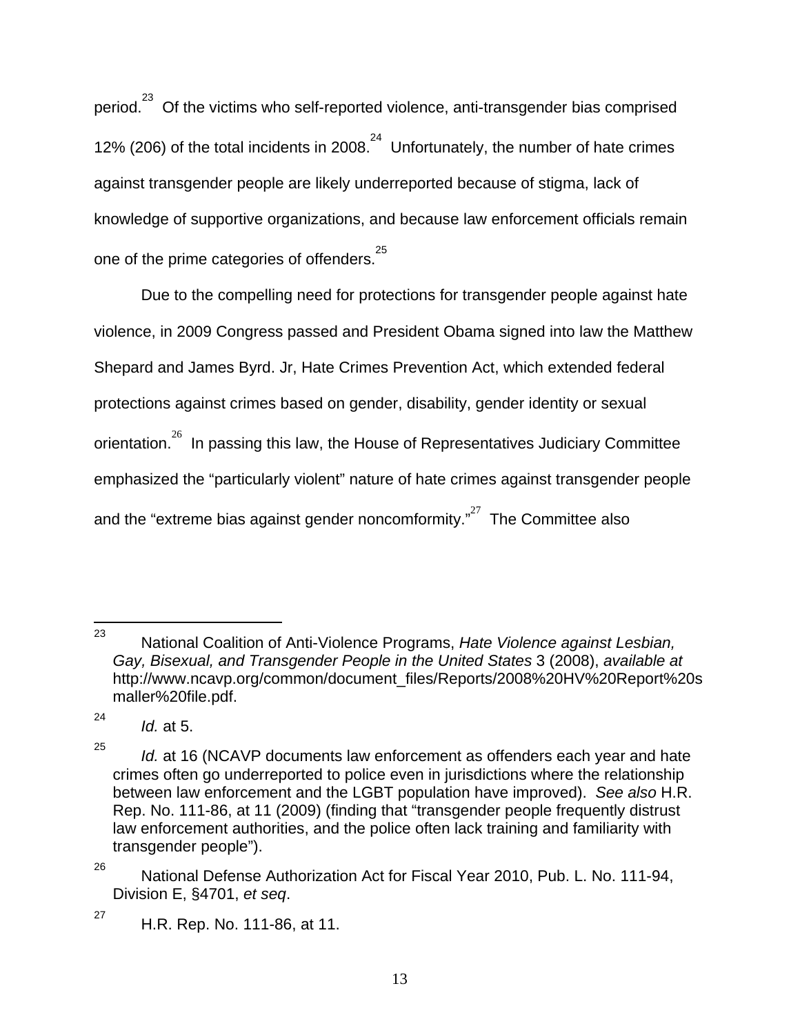period.[23] Of the victims who self-reported violence, anti-transgender bias comprised 12% (206) of the total incidents in 2008.[24] Unfortunately, the number of hate crimes against transgender people are likely underreported because of stigma, lack of knowledge of supportive organizations, and because law enforcement officials remain one of the prime categories of offenders.[25]

Due to the compelling need for protections for transgender people against hate violence, in 2009 Congress passed and President Obama signed into law the Matthew Shepard and James Byrd. Jr, Hate Crimes Prevention Act, which extended federal protections against crimes based on gender, disability, gender identity or sexual orientation.[26] In passing this law, the House of Representatives Judiciary Committee emphasized the "particularly violent" nature of hate crimes against transgender people and the "extreme bias against gender noncomformity."[27] The Committee also

---

[23] National Coalition of Anti-Violence Programs, *Hate Violence against Lesbian, Gay, Bisexual, and Transgender People in the United States* 3 (2008), *available at* http://www.ncavp.org/common/document_files/Reports/2008%20HV%20Report%20smaller%20file.pdf.

[24] *Id.* at 5.

[25] *Id.* at 16 (NCAVP documents law enforcement as offenders each year and hate crimes often go underreported to police even in jurisdictions where the relationship between law enforcement and the LGBT population have improved). *See also* H.R. Rep. No. 111-86, at 11 (2009) (finding that "transgender people frequently distrust law enforcement authorities, and the police often lack training and familiarity with transgender people").

[26] National Defense Authorization Act for Fiscal Year 2010, Pub. L. No. 111-94, Division E, §4701, *et seq*.

[27] H.R. Rep. No. 111-86, at 11.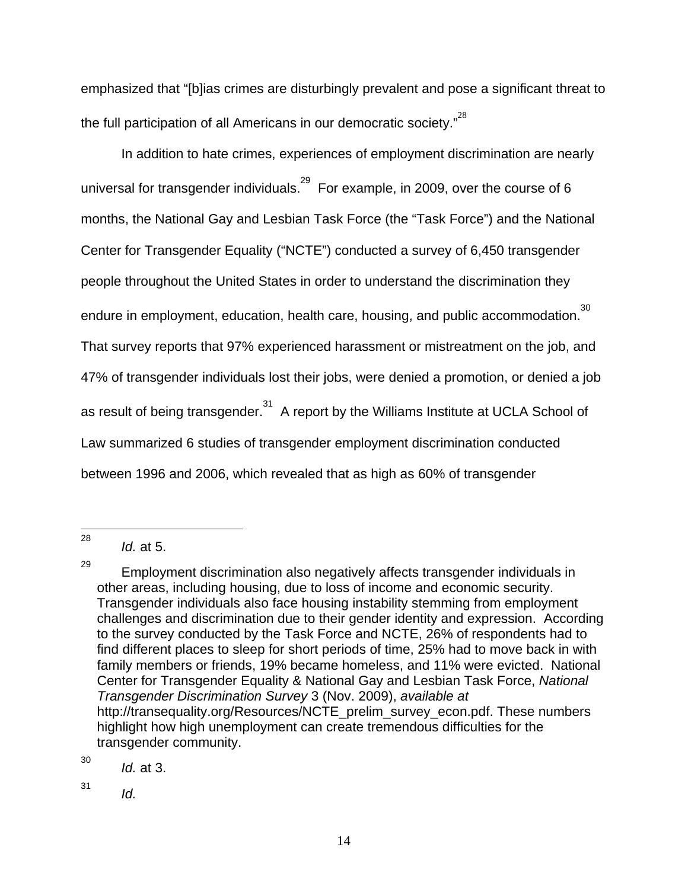emphasized that "[b]ias crimes are disturbingly prevalent and pose a significant threat to the full participation of all Americans in our democratic society."[28]

In addition to hate crimes, experiences of employment discrimination are nearly universal for transgender individuals.[29] For example, in 2009, over the course of 6 months, the National Gay and Lesbian Task Force (the "Task Force") and the National Center for Transgender Equality ("NCTE") conducted a survey of 6,450 transgender people throughout the United States in order to understand the discrimination they endure in employment, education, health care, housing, and public accommodation.[30] That survey reports that 97% experienced harassment or mistreatment on the job, and 47% of transgender individuals lost their jobs, were denied a promotion, or denied a job as result of being transgender.[31] A report by the Williams Institute at UCLA School of Law summarized 6 studies of transgender employment discrimination conducted between 1996 and 2006, which revealed that as high as 60% of transgender

---

[28] *Id.* at 5.

[29] Employment discrimination also negatively affects transgender individuals in other areas, including housing, due to loss of income and economic security. Transgender individuals also face housing instability stemming from employment challenges and discrimination due to their gender identity and expression. According to the survey conducted by the Task Force and NCTE, 26% of respondents had to find different places to sleep for short periods of time, 25% had to move back in with family members or friends, 19% became homeless, and 11% were evicted. National Center for Transgender Equality & National Gay and Lesbian Task Force, *National Transgender Discrimination Survey* 3 (Nov. 2009), *available at* http://transequality.org/Resources/NCTE_prelim_survey_econ.pdf. These numbers highlight how high unemployment can create tremendous difficulties for the transgender community.

[30] *Id.* at 3.

[31] *Id.*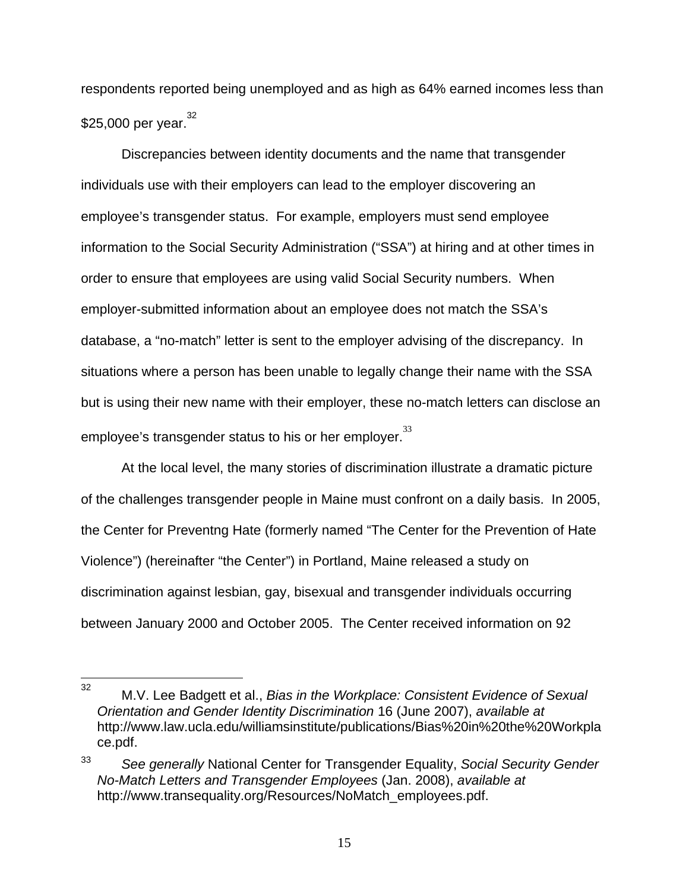respondents reported being unemployed and as high as 64% earned incomes less than $25,000 per year.[32]

Discrepancies between identity documents and the name that transgender individuals use with their employers can lead to the employer discovering an employee's transgender status. For example, employers must send employee information to the Social Security Administration ("SSA") at hiring and at other times in order to ensure that employees are using valid Social Security numbers. When employer-submitted information about an employee does not match the SSA's database, a "no-match" letter is sent to the employer advising of the discrepancy. In situations where a person has been unable to legally change their name with the SSA but is using their new name with their employer, these no-match letters can disclose an employee's transgender status to his or her employer.[33]

At the local level, the many stories of discrimination illustrate a dramatic picture of the challenges transgender people in Maine must confront on a daily basis. In 2005, the Center for Preventng Hate (formerly named "The Center for the Prevention of Hate Violence") (hereinafter "the Center") in Portland, Maine released a study on discrimination against lesbian, gay, bisexual and transgender individuals occurring between January 2000 and October 2005. The Center received information on 92

---

[32] M.V. Lee Badgett et al., *Bias in the Workplace: Consistent Evidence of Sexual Orientation and Gender Identity Discrimination* 16 (June 2007), *available at* http://www.law.ucla.edu/williamsinstitute/publications/Bias%20in%20the%20Workplace.pdf.

[33] *See generally* National Center for Transgender Equality, *Social Security Gender No-Match Letters and Transgender Employees* (Jan. 2008), *available at* http://www.transequality.org/Resources/NoMatch_employees.pdf.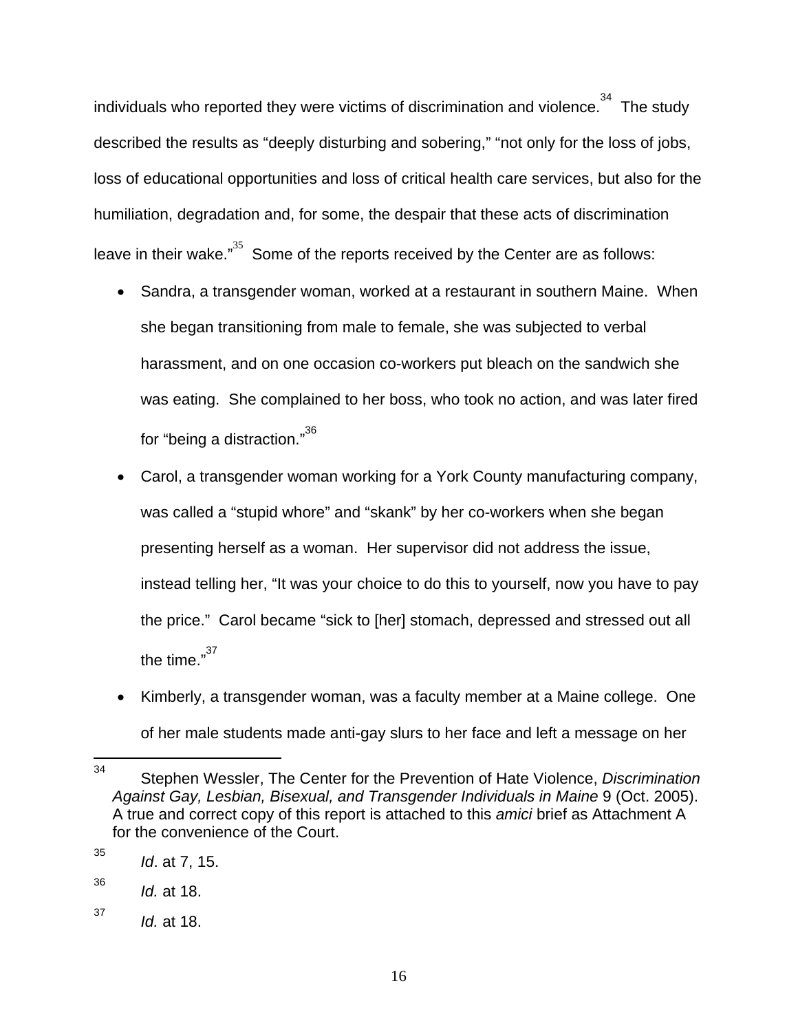individuals who reported they were victims of discrimination and violence.[34] The study described the results as "deeply disturbing and sobering," "not only for the loss of jobs, loss of educational opportunities and loss of critical health care services, but also for the humiliation, degradation and, for some, the despair that these acts of discrimination leave in their wake."[35] Some of the reports received by the Center are as follows:

- Sandra, a transgender woman, worked at a restaurant in southern Maine. When she began transitioning from male to female, she was subjected to verbal harassment, and on one occasion co-workers put bleach on the sandwich she was eating. She complained to her boss, who took no action, and was later fired for "being a distraction."[36]
- Carol, a transgender woman working for a York County manufacturing company, was called a "stupid whore" and "skank" by her co-workers when she began presenting herself as a woman. Her supervisor did not address the issue, instead telling her, "It was your choice to do this to yourself, now you have to pay the price." Carol became "sick to [her] stomach, depressed and stressed out all the time."[37]
- Kimberly, a transgender woman, was a faculty member at a Maine college. One of her male students made anti-gay slurs to her face and left a message on her

---

[34] Stephen Wessler, The Center for the Prevention of Hate Violence, *Discrimination Against Gay, Lesbian, Bisexual, and Transgender Individuals in Maine* 9 (Oct. 2005). A true and correct copy of this report is attached to this *amici* brief as Attachment A for the convenience of the Court.

[35] *Id*. at 7, 15.

[36] *Id.* at 18.

[37] *Id.* at 18.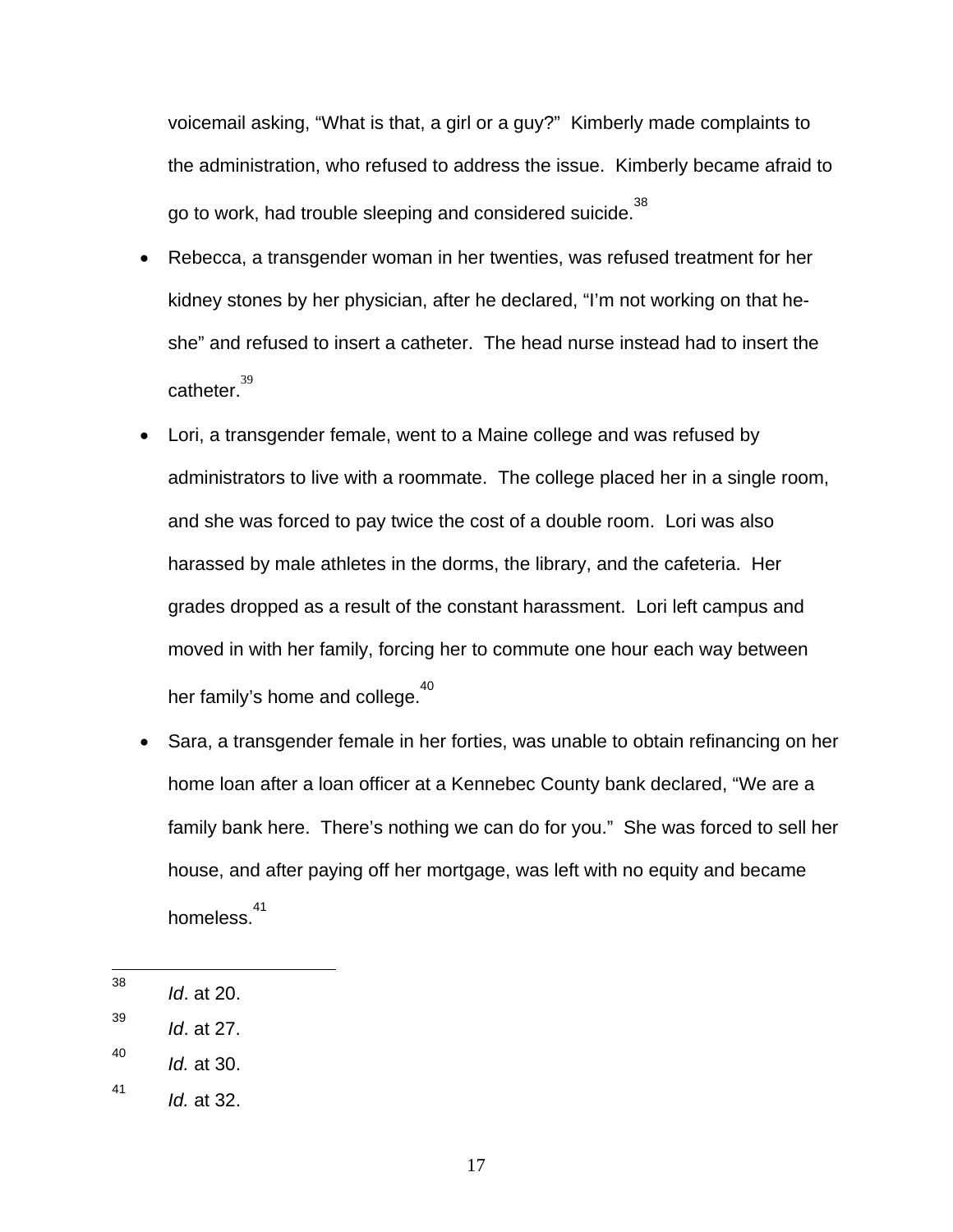voicemail asking, "What is that, a girl or a guy?" Kimberly made complaints to the administration, who refused to address the issue. Kimberly became afraid to go to work, had trouble sleeping and considered suicide.[38]

- Rebecca, a transgender woman in her twenties, was refused treatment for her kidney stones by her physician, after he declared, "I'm not working on that he-she" and refused to insert a catheter. The head nurse instead had to insert the catheter.[39]
- Lori, a transgender female, went to a Maine college and was refused by administrators to live with a roommate. The college placed her in a single room, and she was forced to pay twice the cost of a double room. Lori was also harassed by male athletes in the dorms, the library, and the cafeteria. Her grades dropped as a result of the constant harassment. Lori left campus and moved in with her family, forcing her to commute one hour each way between her family's home and college.[40]
- Sara, a transgender female in her forties, was unable to obtain refinancing on her home loan after a loan officer at a Kennebec County bank declared, "We are a family bank here. There's nothing we can do for you." She was forced to sell her house, and after paying off her mortgage, was left with no equity and became homeless.[41]

---

[38] *Id*. at 20.

[39] *Id*. at 27.

[40] *Id.* at 30.

[41] *Id.* at 32.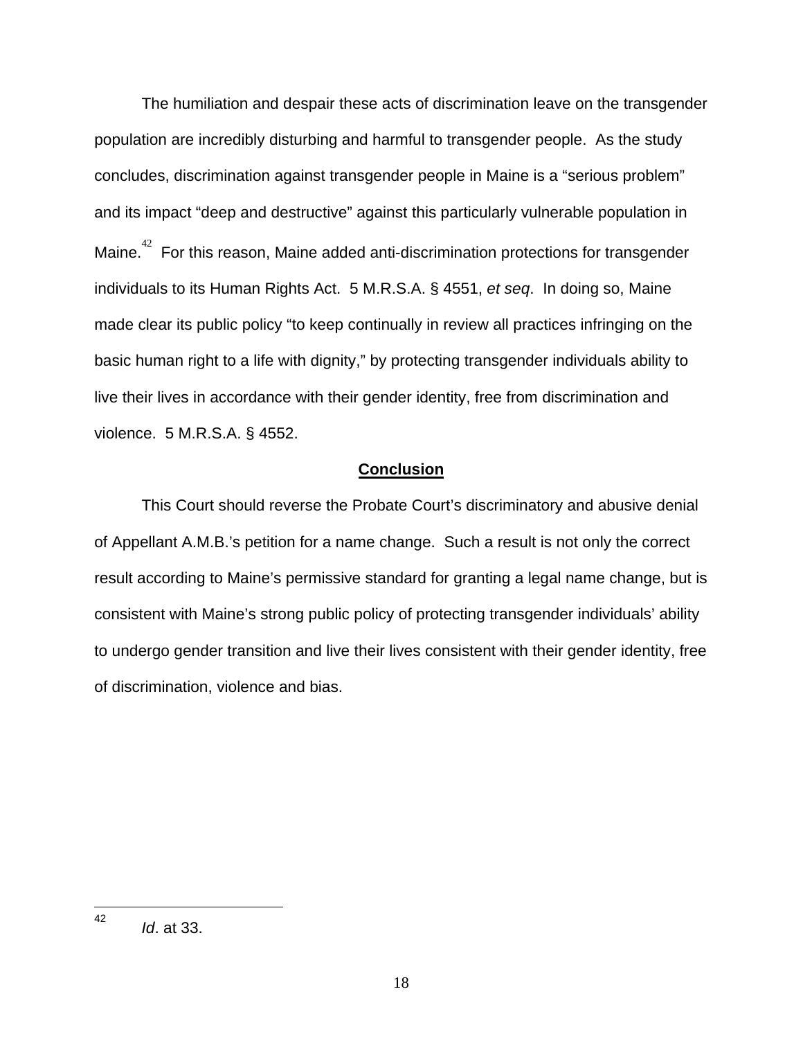The humiliation and despair these acts of discrimination leave on the transgender population are incredibly disturbing and harmful to transgender people. As the study concludes, discrimination against transgender people in Maine is a "serious problem" and its impact "deep and destructive" against this particularly vulnerable population in Maine.[42] For this reason, Maine added anti-discrimination protections for transgender individuals to its Human Rights Act. 5 M.R.S.A. § 4551, *et seq*. In doing so, Maine made clear its public policy "to keep continually in review all practices infringing on the basic human right to a life with dignity," by protecting transgender individuals ability to live their lives in accordance with their gender identity, free from discrimination and violence. 5 M.R.S.A. § 4552.

## **Conclusion**

This Court should reverse the Probate Court's discriminatory and abusive denial of Appellant A.M.B.'s petition for a name change. Such a result is not only the correct result according to Maine's permissive standard for granting a legal name change, but is consistent with Maine's strong public policy of protecting transgender individuals' ability to undergo gender transition and live their lives consistent with their gender identity, free of discrimination, violence and bias.

---

[42] *Id*. at 33.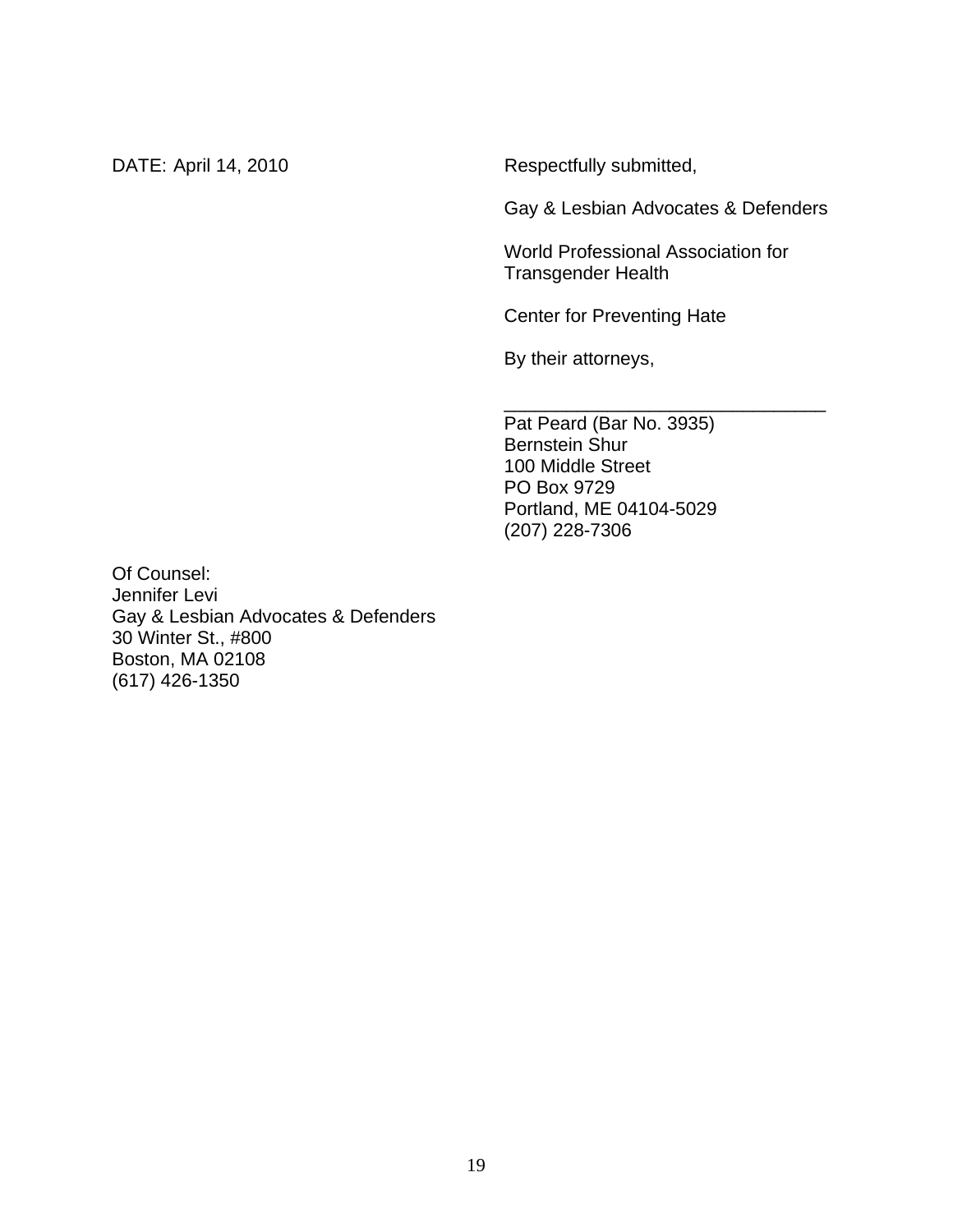DATE: April 14, 2010

Respectfully submitted,

Gay & Lesbian Advocates & Defenders

World Professional Association for Transgender Health

Center for Preventing Hate

By their attorneys,

________________________________
Pat Peard (Bar No. 3935)
Bernstein Shur
100 Middle Street
PO Box 9729
Portland, ME 04104-5029
(207) 228-7306

Of Counsel:
Jennifer Levi
Gay & Lesbian Advocates & Defenders
30 Winter St., #800
Boston, MA 02108
(617) 426-1350